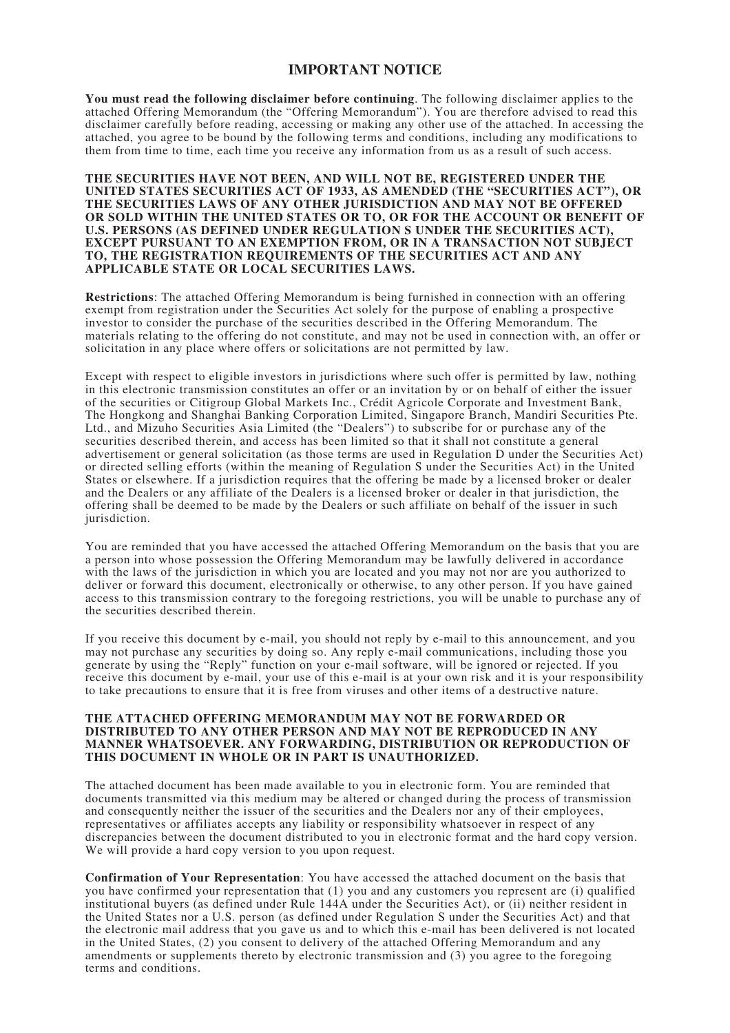# IMPORTANT NOTICE

**You must read the following disclaimer before continuing**. The following disclaimer applies to the attached Offering Memorandum (the "Offering Memorandum"). You are therefore advised to read this disclaimer carefully before reading, accessing or making any other use of the attached. In accessing the attached, you agree to be bound by the following terms and conditions, including any modifications to them from time to time, each time you receive any information from us as a result of such access.

**THE SECURITIES HAVE NOT BEEN, AND WILL NOT BE, REGISTERED UNDER THE UNITED STATES SECURITIES ACT OF 1933, AS AMENDED (THE "SECURITIES ACT"), OR THE SECURITIES LAWS OF ANY OTHER JURISDICTION AND MAY NOT BE OFFERED OR SOLD WITHIN THE UNITED STATES OR TO, OR FOR THE ACCOUNT OR BENEFIT OF U.S. PERSONS (AS DEFINED UNDER REGULATION S UNDER THE SECURITIES ACT), EXCEPT PURSUANT TO AN EXEMPTION FROM, OR IN A TRANSACTION NOT SUBJECT TO, THE REGISTRATION REQUIREMENTS OF THE SECURITIES ACT AND ANY APPLICABLE STATE OR LOCAL SECURITIES LAWS.**

**Restrictions**: The attached Offering Memorandum is being furnished in connection with an offering exempt from registration under the Securities Act solely for the purpose of enabling a prospective investor to consider the purchase of the securities described in the Offering Memorandum. The materials relating to the offering do not constitute, and may not be used in connection with, an offer or solicitation in any place where offers or solicitations are not permitted by law.

Except with respect to eligible investors in jurisdictions where such offer is permitted by law, nothing in this electronic transmission constitutes an offer or an invitation by or on behalf of either the issuer of the securities or Citigroup Global Markets Inc., Crédit Agricole Corporate and Investment Bank, The Hongkong and Shanghai Banking Corporation Limited, Singapore Branch, Mandiri Securities Pte. Ltd., and Mizuho Securities Asia Limited (the "Dealers") to subscribe for or purchase any of the securities described therein, and access has been limited so that it shall not constitute a general advertisement or general solicitation (as those terms are used in Regulation D under the Securities Act) or directed selling efforts (within the meaning of Regulation S under the Securities Act) in the United States or elsewhere. If a jurisdiction requires that the offering be made by a licensed broker or dealer and the Dealers or any affiliate of the Dealers is a licensed broker or dealer in that jurisdiction, the offering shall be deemed to be made by the Dealers or such affiliate on behalf of the issuer in such jurisdiction.

You are reminded that you have accessed the attached Offering Memorandum on the basis that you are a person into whose possession the Offering Memorandum may be lawfully delivered in accordance with the laws of the jurisdiction in which you are located and you may not nor are you authorized to deliver or forward this document, electronically or otherwise, to any other person. If you have gained access to this transmission contrary to the foregoing restrictions, you will be unable to purchase any of the securities described therein.

If you receive this document by e-mail, you should not reply by e-mail to this announcement, and you may not purchase any securities by doing so. Any reply e-mail communications, including those you generate by using the "Reply" function on your e-mail software, will be ignored or rejected. If you receive this document by e-mail, your use of this e-mail is at your own risk and it is your responsibility to take precautions to ensure that it is free from viruses and other items of a destructive nature.

**THE ATTACHED OFFERING MEMORANDUM MAY NOT BE FORWARDED OR DISTRIBUTED TO ANY OTHER PERSON AND MAY NOT BE REPRODUCED IN ANY MANNER WHATSOEVER. ANY FORWARDING, DISTRIBUTION OR REPRODUCTION OF THIS DOCUMENT IN WHOLE OR IN PART IS UNAUTHORIZED.**

The attached document has been made available to you in electronic form. You are reminded that documents transmitted via this medium may be altered or changed during the process of transmission and consequently neither the issuer of the securities and the Dealers nor any of their employees, representatives or affiliates accepts any liability or responsibility whatsoever in respect of any discrepancies between the document distributed to you in electronic format and the hard copy version. We will provide a hard copy version to you upon request.

**Confirmation of Your Representation**: You have accessed the attached document on the basis that you have confirmed your representation that (1) you and any customers you represent are (i) qualified institutional buyers (as defined under Rule 144A under the Securities Act), or (ii) neither resident in the United States nor a U.S. person (as defined under Regulation S under the Securities Act) and that the electronic mail address that you gave us and to which this e-mail has been delivered is not located in the United States, (2) you consent to delivery of the attached Offering Memorandum and any amendments or supplements thereto by electronic transmission and (3) you agree to the foregoing terms and conditions.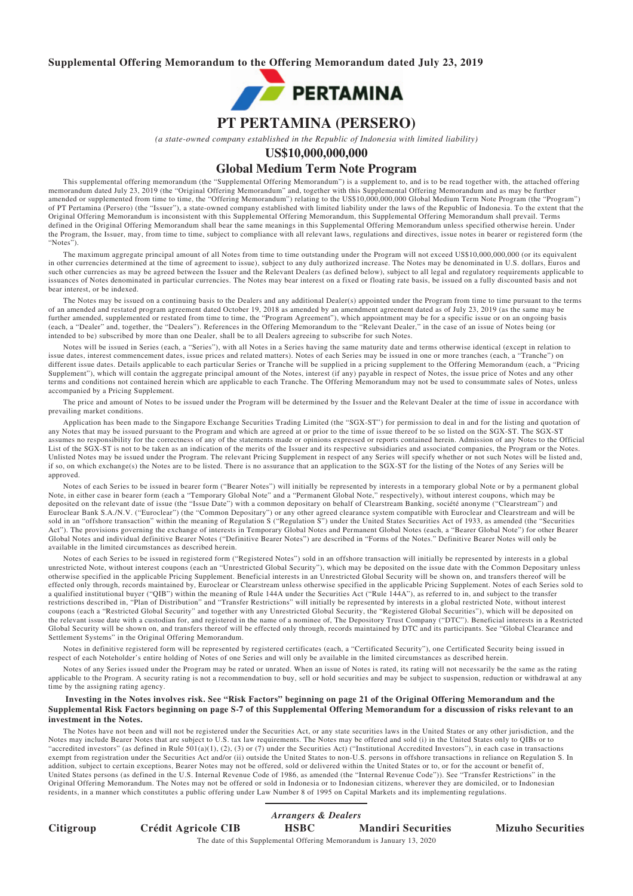**Supplemental Offering Memorandum to the Offering Memorandum dated July 23, 2019**

PERTAMINA

# PT PERTAMINA (PERSERO)

*(a state-owned company established in the Republic of Indonesia with limited liability)*

## US$10,000,000,000

## Global Medium Term Note Program

This supplemental offering memorandum (the "Supplemental Offering Memorandum") is a supplement to, and is to be read together with, the attached offering memorandum dated July 23, 2019 (the "Original Offering Memorandum" and, together with this Supplemental Offering Memorandum and as may be further amended or supplemented from time to time, the "Offering Memorandum") relating to the US$10,000,000,000 Global Medium Term Note Program (the "Program") of PT Pertamina (Persero) (the "Issuer"), a state-owned company established with limited liability under the laws of the Republic of Indonesia. To the extent that the Original Offering Memorandum is inconsistent with this Supplemental Offering Memorandum, this Supplemental Offering Memorandum shall prevail. Terms defined in the Original Offering Memorandum shall bear the same meanings in this Supplemental Offering Memorandum unless specified otherwise herein. Under the Program, the Issuer, may, from time to time, subject to compliance with all relevant laws, regulations and directives, issue notes in bearer or registered form (the "Notes").

The maximum aggregate principal amount of all Notes from time to time outstanding under the Program will not exceed US$10,000,000,000 (or its equivalent in other currencies determined at the time of agreement to issue), subject to any duly authorized increase. The Notes may be denominated in U.S. dollars, Euros and such other currencies as may be agreed between the Issuer and the Relevant Dealers (as defined below), subject to all legal and regulatory requirements applicable to issuances of Notes denominated in particular currencies. The Notes may bear interest on a fixed or floating rate basis, be issued on a fully discounted basis and not bear interest, or be indexed.

The Notes may be issued on a continuing basis to the Dealers and any additional Dealer(s) appointed under the Program from time to time pursuant to the terms of an amended and restated program agreement dated October 19, 2018 as amended by an amendment agreement dated as of July 23, 2019 (as the same may be further amended, supplemented or restated from time to time, the "Program Agreement"), which appointment may be for a specific issue or on an ongoing basis (each, a "Dealer" and, together, the "Dealers"). References in the Offering Memorandum to the "Relevant Dealer," in the case of an issue of Notes being (or intended to be) subscribed by more than one Dealer, shall be to all Dealers agreeing to subscribe for such Notes.

Notes will be issued in Series (each, a "Series"), with all Notes in a Series having the same maturity date and terms otherwise identical (except in relation to issue dates, interest commencement dates, issue prices and related matters). Notes of each Series may be issued in one or more tranches (each, a "Tranche") on different issue dates. Details applicable to each particular Series or Tranche will be supplied in a pricing supplement to the Offering Memorandum (each, a "Pricing Supplement"), which will contain the aggregate principal amount of the Notes, interest (if any) payable in respect of Notes, the issue price of Notes and any other terms and conditions not contained herein which are applicable to each Tranche. The Offering Memorandum may not be used to consummate sales of Notes, unless accompanied by a Pricing Supplement.

The price and amount of Notes to be issued under the Program will be determined by the Issuer and the Relevant Dealer at the time of issue in accordance with prevailing market conditions.

Application has been made to the Singapore Exchange Securities Trading Limited (the "SGX-ST") for permission to deal in and for the listing and quotation of any Notes that may be issued pursuant to the Program and which are agreed at or prior to the time of issue thereof to be so listed on the SGX-ST. The SGX-ST assumes no responsibility for the correctness of any of the statements made or opinions expressed or reports contained herein. Admission of any Notes to the Official List of the SGX-ST is not to be taken as an indication of the merits of the Issuer and its respective subsidiaries and associated companies, the Program or the Notes. Unlisted Notes may be issued under the Program. The relevant Pricing Supplement in respect of any Series will specify whether or not such Notes will be listed and, if so, on which exchange(s) the Notes are to be listed. There is no assurance that an application to the SGX-ST for the listing of the Notes of any Series will be approved.

Notes of each Series to be issued in bearer form ("Bearer Notes") will initially be represented by interests in a temporary global Note or by a permanent global Note, in either case in bearer form (each a "Temporary Global Note" and a "Permanent Global Note," respectively), without interest coupons, which may be deposited on the relevant date of issue (the "Issue Date") with a common depositary on behalf of Clearstream Banking, société anonyme ("Clearstream") and Euroclear Bank S.A./N.V. ("Euroclear") (the "Common Depositary") or any other agreed clearance system compatible with Euroclear and Clearstream and will be sold in an "offshore transaction" within the meaning of Regulation S ("Regulation S") under the United States Securities Act of 1933, as amended (the "Securities Act"). The provisions governing the exchange of interests in Temporary Global Notes and Permanent Global Notes (each, a "Bearer Global Note") for other Bearer Global Notes and individual definitive Bearer Notes ("Definitive Bearer Notes") are described in "Forms of the Notes." Definitive Bearer Notes will only be available in the limited circumstances as described herein.

Notes of each Series to be issued in registered form ("Registered Notes") sold in an offshore transaction will initially be represented by interests in a global unrestricted Note, without interest coupons (each an "Unrestricted Global Security"), which may be deposited on the issue date with the Common Depositary unless otherwise specified in the applicable Pricing Supplement. Beneficial interests in an Unrestricted Global Security will be shown on, and transfers thereof will be effected only through, records maintained by, Euroclear or Clearstream unless otherwise specified in the applicable Pricing Supplement. Notes of each Series sold to a qualified institutional buyer ("QIB") within the meaning of Rule 144A under the Securities Act ("Rule 144A"), as referred to in, and subject to the transfer restrictions described in, "Plan of Distribution" and "Transfer Restrictions" will initially be represented by interests in a global restricted Note, without interest coupons (each a "Restricted Global Security" and together with any Unrestricted Global Security, the "Registered Global Securities"), which will be deposited on the relevant issue date with a custodian for, and registered in the name of a nominee of, The Depository Trust Company ("DTC"). Beneficial interests in a Restricted Global Security will be shown on, and transfers thereof will be effected only through, records maintained by DTC and its participants. See "Global Clearance and Settlement Systems" in the Original Offering Memorandum.

Notes in definitive registered form will be represented by registered certificates (each, a "Certificated Security"), one Certificated Security being issued in respect of each Noteholder's entire holding of Notes of one Series and will only be available in the limited circumstances as described herein.

Notes of any Series issued under the Program may be rated or unrated. When an issue of Notes is rated, its rating will not necessarily be the same as the rating applicable to the Program. A security rating is not a recommendation to buy, sell or hold securities and may be subject to suspension, reduction or withdrawal at any time by the assigning rating agency.

**Investing in the Notes involves risk. See "Risk Factors" beginning on page 21 of the Original Offering Memorandum and the Supplemental Risk Factors beginning on page S-7 of this Supplemental Offering Memorandum for a discussion of risks relevant to an investment in the Notes.**

The Notes have not been and will not be registered under the Securities Act, or any state securities laws in the United States or any other jurisdiction, and the Notes may include Bearer Notes that are subject to U.S. tax law requirements. The Notes may be offered and sold (i) in the United States only to QIBs or to "accredited investors" (as defined in Rule 501(a)(1), (2), (3) or (7) under the Securities Act) ("Institutional Accredited Investors"), in each case in transactions exempt from registration under the Securities Act and/or (ii) outside the United States to non-U.S. persons in offshore transactions in reliance on Regulation S. In addition, subject to certain exceptions, Bearer Notes may not be offered, sold or delivered within the United States or to, or for the account or benefit of, United States persons (as defined in the U.S. Internal Revenue Code of 1986, as amended (the "Internal Revenue Code")). See "Transfer Restrictions" in the Original Offering Memorandum. The Notes may not be offered or sold in Indonesia or to Indonesian citizens, wherever they are domiciled, or to Indonesian residents, in a manner which constitutes a public offering under Law Number 8 of 1995 on Capital Markets and its implementing regulations.

*Arrangers & Dealers*

**Citigroup** **Crédit Agricole CIB** **HSBC** **Mandiri Securities** **Mizuho Securities**

The date of this Supplemental Offering Memorandum is January 13, 2020